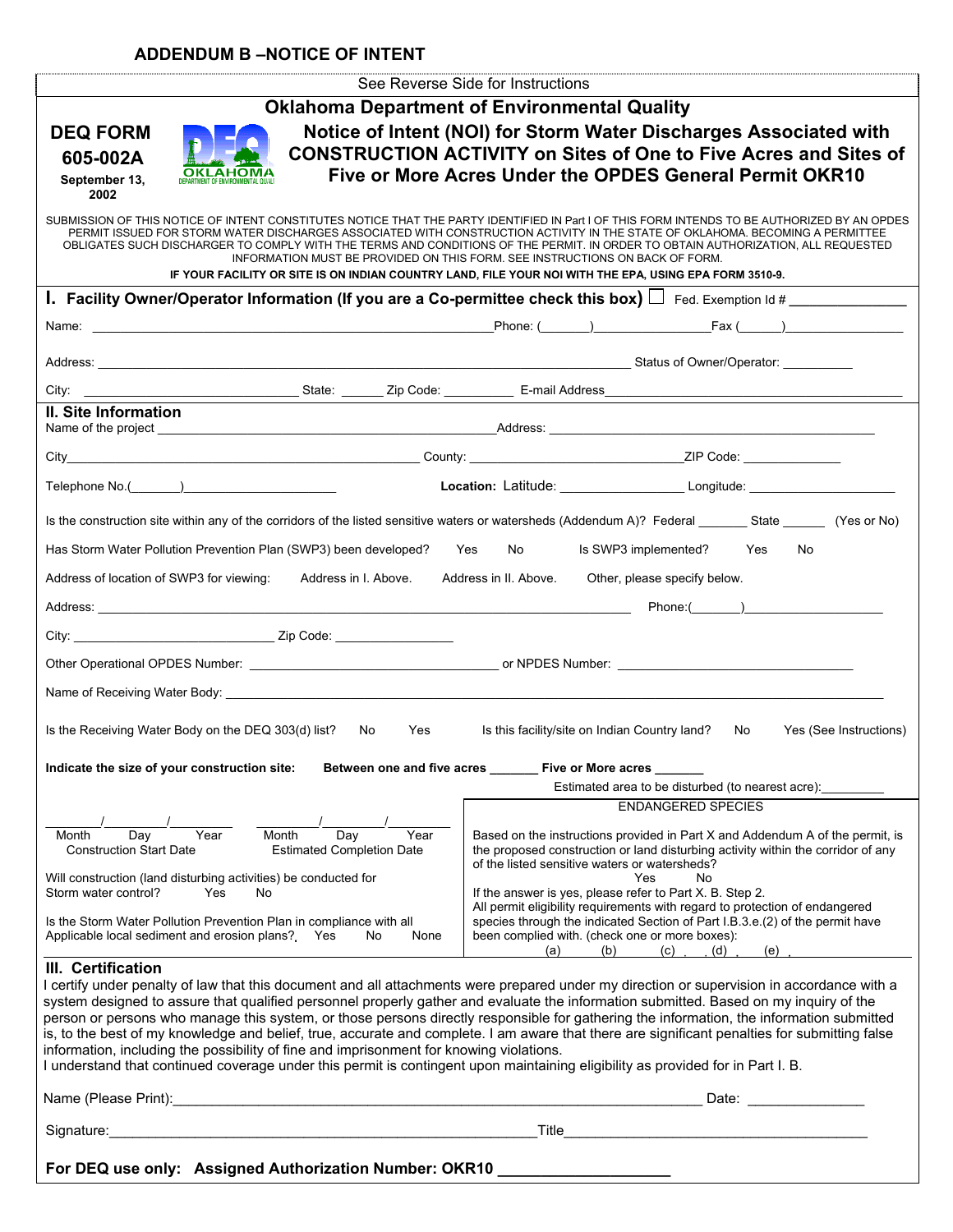## ADDENDUM B –NOTICE OF INTENT

See Reverse Side for Instructions

**DEQ FORM 605-002A**
September 13, 2002

## Oklahoma Department of Environmental Quality

## Notice of Intent (NOI) for Storm Water Discharges Associated with CONSTRUCTION ACTIVITY on Sites of One to Five Acres and Sites of Five or More Acres Under the OPDES General Permit OKR10

SUBMISSION OF THIS NOTICE OF INTENT CONSTITUTES NOTICE THAT THE PARTY IDENTIFIED IN Part I OF THIS FORM INTENDS TO BE AUTHORIZED BY AN OPDES PERMIT ISSUED FOR STORM WATER DISCHARGES ASSOCIATED WITH CONSTRUCTION ACTIVITY IN THE STATE OF OKLAHOMA. BECOMING A PERMITTEE OBLIGATES SUCH DISCHARGER TO COMPLY WITH THE TERMS AND CONDITIONS OF THE PERMIT. IN ORDER TO OBTAIN AUTHORIZATION, ALL REQUESTED INFORMATION MUST BE PROVIDED ON THIS FORM. SEE INSTRUCTIONS ON BACK OF FORM.

**IF YOUR FACILITY OR SITE IS ON INDIAN COUNTRY LAND, FILE YOUR NOI WITH THE EPA, USING EPA FORM 3510-9.**

### I. Facility Owner/Operator Information (If you are a Co-permittee check this box) ☐ Fed. Exemption Id # ______________

Name: ____________________________ Phone: (______) ______________ Fax (______) ______________

Address: ____________________________ Status of Owner/Operator: __________

City: ______________ State: ______ Zip Code: __________ E-mail Address ______________

### II. Site Information

Name of the project ______________ Address: ______________

City ______________ County: ______________ ZIP Code: ______________

Telephone No.(______) ______________ **Location:** Latitude: ______________ Longitude: ______________

Is the construction site within any of the corridors of the listed sensitive waters or watersheds (Addendum A)? Federal _______ State ______ (Yes or No)

Has Storm Water Pollution Prevention Plan (SWP3) been developed? Yes No Is SWP3 implemented? Yes No

Address of location of SWP3 for viewing: Address in I. Above. Address in II. Above. Other, please specify below.

Address: ______________ Phone:(______) ______________

City: ______________ Zip Code: ______________

Other Operational OPDES Number: ______________ or NPDES Number: ______________

Name of Receiving Water Body: ______________

Is the Receiving Water Body on the DEQ 303(d) list? No Yes Is this facility/site on Indian Country land? No Yes (See Instructions)

**Indicate the size of your construction site: Between one and five acres _______ Five or More acres _______**

Estimated area to be disturbed (to nearest acre): ________

_____/_____/_____ Month Day Year — Construction Start Date

_____/_____/_____ Month Day Year — Estimated Completion Date

Will construction (land disturbing activities) be conducted for Storm water control? Yes No

Is the Storm Water Pollution Prevention Plan in compliance with all Applicable local sediment and erosion plans? Yes No None

ENDANGERED SPECIES

Based on the instructions provided in Part X and Addendum A of the permit, is the proposed construction or land disturbing activity within the corridor of any of the listed sensitive waters or watersheds?
Yes No

If the answer is yes, please refer to Part X. B. Step 2.
All permit eligibility requirements with regard to protection of endangered species through the indicated Section of Part I.B.3.e.(2) of the permit have been complied with. (check one or more boxes):
(a) (b) (c) (d) (e)

### III. Certification

I certify under penalty of law that this document and all attachments were prepared under my direction or supervision in accordance with a system designed to assure that qualified personnel properly gather and evaluate the information submitted. Based on my inquiry of the person or persons who manage this system, or those persons directly responsible for gathering the information, the information submitted is, to the best of my knowledge and belief, true, accurate and complete. I am aware that there are significant penalties for submitting false information, including the possibility of fine and imprisonment for knowing violations.
I understand that continued coverage under this permit is contingent upon maintaining eligibility as provided for in Part I. B.

Name (Please Print): ______________ Date: ______________

Signature: ______________ Title ______________

**For DEQ use only: Assigned Authorization Number: OKR10 ______________**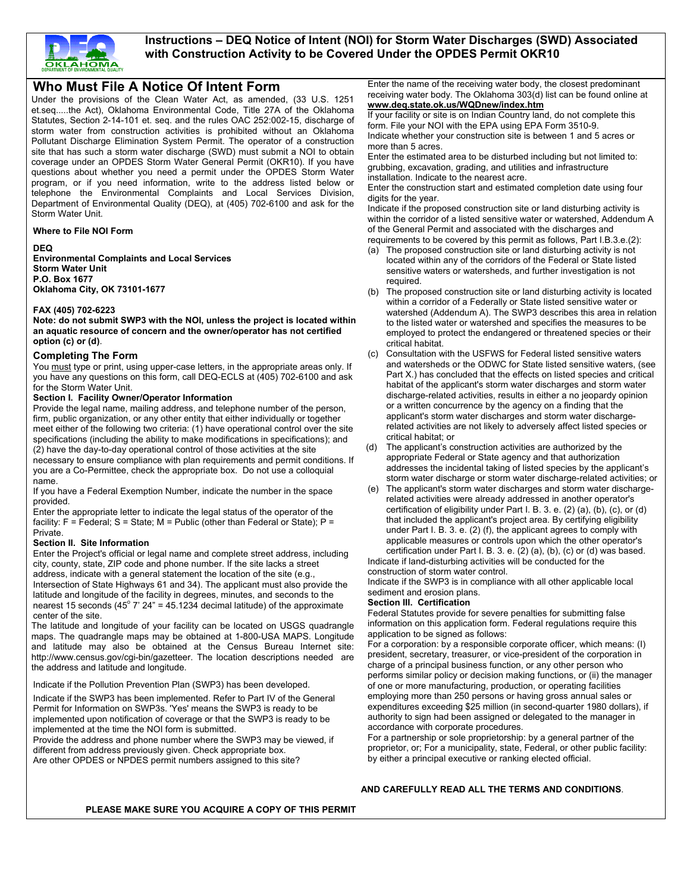# Instructions – DEQ Notice of Intent (NOI) for Storm Water Discharges (SWD) Associated with Construction Activity to be Covered Under the OPDES Permit OKR10

## Who Must File A Notice Of Intent Form

Under the provisions of the Clean Water Act, as amended, (33 U.S. 1251 et.seq.....the Act), Oklahoma Environmental Code, Title 27A of the Oklahoma Statutes, Section 2-14-101 et. seq. and the rules OAC 252:002-15, discharge of storm water from construction activities is prohibited without an Oklahoma Pollutant Discharge Elimination System Permit. The operator of a construction site that has such a storm water discharge (SWD) must submit a NOI to obtain coverage under an OPDES Storm Water General Permit (OKR10). If you have questions about whether you need a permit under the OPDES Storm Water program, or if you need information, write to the address listed below or telephone the Environmental Complaints and Local Services Division, Department of Environmental Quality (DEQ), at (405) 702-6100 and ask for the Storm Water Unit.

**Where to File NOI Form**

**DEQ**
**Environmental Complaints and Local Services**
**Storm Water Unit**
**P.O. Box 1677**
**Oklahoma City, OK 73101-1677**

**FAX (405) 702-6223**

**Note: do not submit SWP3 with the NOI, unless the project is located within an aquatic resource of concern and the owner/operator has not certified option (c) or (d)**.

### Completing The Form

You must type or print, using upper-case letters, in the appropriate areas only. If you have any questions on this form, call DEQ-ECLS at (405) 702-6100 and ask for the Storm Water Unit.

**Section I. Facility Owner/Operator Information**

Provide the legal name, mailing address, and telephone number of the person, firm, public organization, or any other entity that either individually or together meet either of the following two criteria: (1) have operational control over the site specifications (including the ability to make modifications in specifications); and (2) have the day-to-day operational control of those activities at the site necessary to ensure compliance with plan requirements and permit conditions. If you are a Co-Permittee, check the appropriate box. Do not use a colloquial name.

If you have a Federal Exemption Number, indicate the number in the space provided.

Enter the appropriate letter to indicate the legal status of the operator of the facility: F = Federal; S = State; M = Public (other than Federal or State); P = Private.

**Section II. Site Information**

Enter the Project's official or legal name and complete street address, including city, county, state, ZIP code and phone number. If the site lacks a street address, indicate with a general statement the location of the site (e.g., Intersection of State Highways 61 and 34). The applicant must also provide the latitude and longitude of the facility in degrees, minutes, and seconds to the nearest 15 seconds (45° 7' 24" = 45.1234 decimal latitude) of the approximate center of the site.

The latitude and longitude of your facility can be located on USGS quadrangle maps. The quadrangle maps may be obtained at 1-800-USA MAPS. Longitude and latitude may also be obtained at the Census Bureau Internet site: http://www.census.gov/cgi-bin/gazetteer. The location descriptions needed are the address and latitude and longitude.

Indicate if the Pollution Prevention Plan (SWP3) has been developed.

Indicate if the SWP3 has been implemented. Refer to Part IV of the General Permit for Information on SWP3s. 'Yes' means the SWP3 is ready to be implemented upon notification of coverage or that the SWP3 is ready to be implemented at the time the NOI form is submitted.

Provide the address and phone number where the SWP3 may be viewed, if different from address previously given. Check appropriate box.

Are other OPDES or NPDES permit numbers assigned to this site?

Enter the name of the receiving water body, the closest predominant receiving water body. The Oklahoma 303(d) list can be found online at **www.deq.state.ok.us/WQDnew/index.htm**

If your facility or site is on Indian Country land, do not complete this form. File your NOI with the EPA using EPA Form 3510-9.

Indicate whether your construction site is between 1 and 5 acres or more than 5 acres.

Enter the estimated area to be disturbed including but not limited to: grubbing, excavation, grading, and utilities and infrastructure installation. Indicate to the nearest acre.

Enter the construction start and estimated completion date using four digits for the year.

Indicate if the proposed construction site or land disturbing activity is within the corridor of a listed sensitive water or watershed, Addendum A of the General Permit and associated with the discharges and requirements to be covered by this permit as follows, Part I.B.3.e.(2):

(a) The proposed construction site or land disturbing activity is not located within any of the corridors of the Federal or State listed sensitive waters or watersheds, and further investigation is not required.
(b) The proposed construction site or land disturbing activity is located within a corridor of a Federally or State listed sensitive water or watershed (Addendum A). The SWP3 describes this area in relation to the listed water or watershed and specifies the measures to be employed to protect the endangered or threatened species or their critical habitat.
(c) Consultation with the USFWS for Federal listed sensitive waters and watersheds or the ODWC for State listed sensitive waters, (see Part X.) has concluded that the effects on listed species and critical habitat of the applicant's storm water discharges and storm water discharge-related activities, results in either a no jeopardy opinion or a written concurrence by the agency on a finding that the applicant's storm water discharges and storm water discharge-related activities are not likely to adversely affect listed species or critical habitat; or
(d) The applicant's construction activities are authorized by the appropriate Federal or State agency and that authorization addresses the incidental taking of listed species by the applicant's storm water discharge or storm water discharge-related activities; or
(e) The applicant's storm water discharges and storm water discharge-related activities were already addressed in another operator's certification of eligibility under Part I. B. 3. e. (2) (a), (b), (c), or (d) that included the applicant's project area. By certifying eligibility under Part I. B. 3. e. (2) (f), the applicant agrees to comply with applicable measures or controls upon which the other operator's certification under Part I. B. 3. e. (2) (a), (b), (c) or (d) was based.

Indicate if land-disturbing activities will be conducted for the construction of storm water control.

Indicate if the SWP3 is in compliance with all other applicable local sediment and erosion plans.

**Section III. Certification**

Federal Statutes provide for severe penalties for submitting false information on this application form. Federal regulations require this application to be signed as follows:

For a corporation: by a responsible corporate officer, which means: (I) president, secretary, treasurer, or vice-president of the corporation in charge of a principal business function, or any other person who performs similar policy or decision making functions, or (ii) the manager of one or more manufacturing, production, or operating facilities employing more than 250 persons or having gross annual sales or expenditures exceeding $25 million (in second-quarter 1980 dollars), if authority to sign had been assigned or delegated to the manager in accordance with corporate procedures.

For a partnership or sole proprietorship: by a general partner of the proprietor, or; For a municipality, state, Federal, or other public facility: by either a principal executive or ranking elected official.

**PLEASE MAKE SURE YOU ACQUIRE A COPY OF THIS PERMIT AND CAREFULLY READ ALL THE TERMS AND CONDITIONS**.